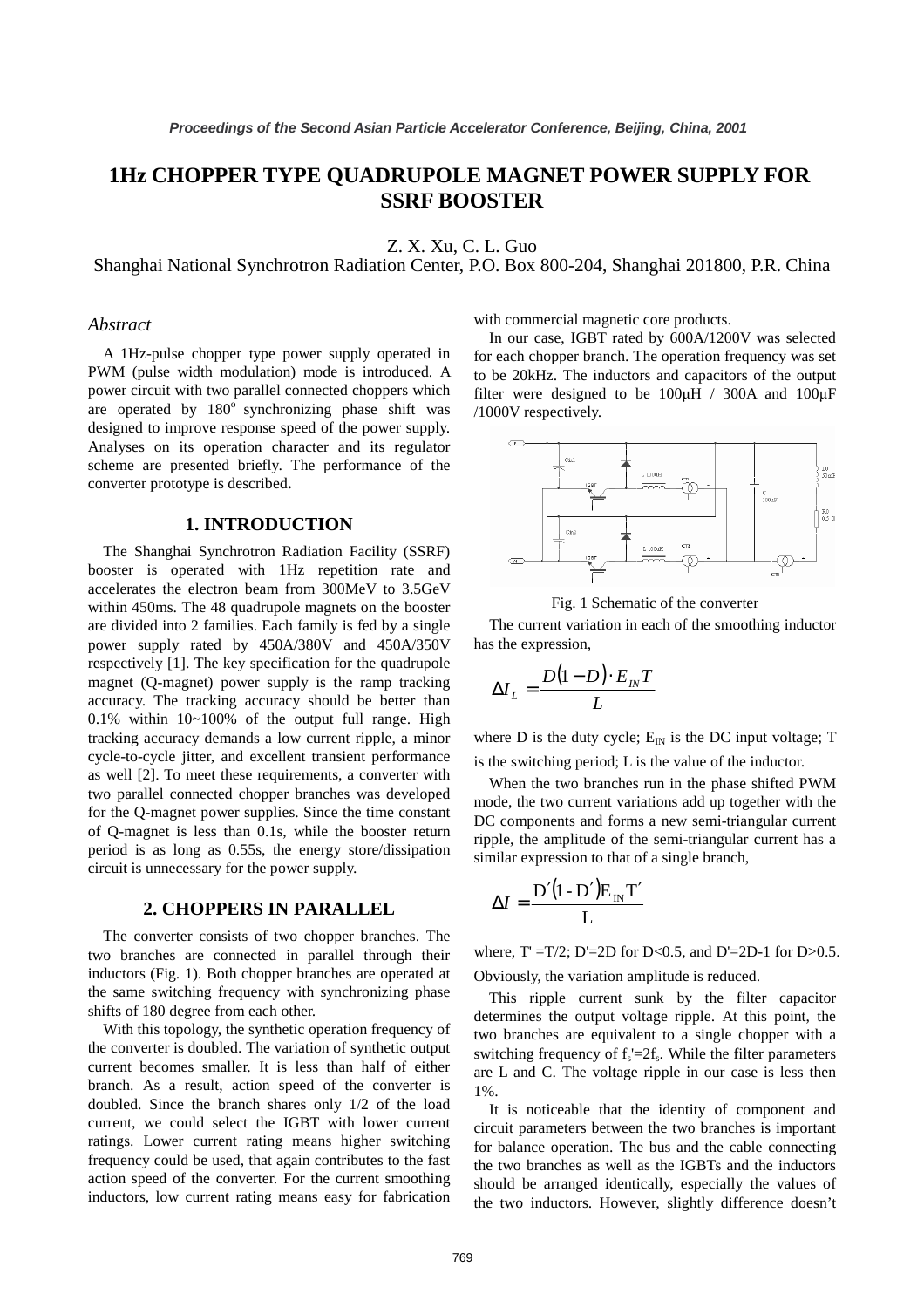# 1Hz CHOPPER TYPE QUADRUPOLE MAGNET POWER SUPPLY FOR SSRF BOOSTER

Z. X. Xu, C. L. Guo
Shanghai National Synchrotron Radiation Center, P.O. Box 800-204, Shanghai 201800, P.R. China

## *Abstract*

A 1Hz-pulse chopper type power supply operated in PWM (pulse width modulation) mode is introduced. A power circuit with two parallel connected choppers which are operated by $180^o$ synchronizing phase shift was designed to improve response speed of the power supply. Analyses on its operation character and its regulator scheme are presented briefly. The performance of the converter prototype is described**.**

## 1. INTRODUCTION

The Shanghai Synchrotron Radiation Facility (SSRF) booster is operated with 1Hz repetition rate and accelerates the electron beam from 300MeV to 3.5GeV within 450ms. The 48 quadrupole magnets on the booster are divided into 2 families. Each family is fed by a single power supply rated by 450A/380V and 450A/350V respectively [1]. The key specification for the quadrupole magnet (Q-magnet) power supply is the ramp tracking accuracy. The tracking accuracy should be better than 0.1% within 10~100% of the output full range. High tracking accuracy demands a low current ripple, a minor cycle-to-cycle jitter, and excellent transient performance as well [2]. To meet these requirements, a converter with two parallel connected chopper branches was developed for the Q-magnet power supplies. Since the time constant of Q-magnet is less than 0.1s, while the booster return period is as long as 0.55s, the energy store/dissipation circuit is unnecessary for the power supply.

## 2. CHOPPERS IN PARALLEL

The converter consists of two chopper branches. The two branches are connected in parallel through their inductors (Fig. 1). Both chopper branches are operated at the same switching frequency with synchronizing phase shifts of 180 degree from each other.

With this topology, the synthetic operation frequency of the converter is doubled. The variation of synthetic output current becomes smaller. It is less than half of either branch. As a result, action speed of the converter is doubled. Since the branch shares only 1/2 of the load current, we could select the IGBT with lower current ratings. Lower current rating means higher switching frequency could be used, that again contributes to the fast action speed of the converter. For the current smoothing inductors, low current rating means easy for fabrication with commercial magnetic core products.

In our case, IGBT rated by 600A/1200V was selected for each chopper branch. The operation frequency was set to be 20kHz. The inductors and capacitors of the output filter were designed to be 100μH / 300A and 100μF /1000V respectively.

Fig. 1 Schematic of the converter

The current variation in each of the smoothing inductor has the expression,

$$\Delta I_L = \frac{D(1-D)\cdot E_{IN} T}{L}$$

where D is the duty cycle; $E_{IN}$ is the DC input voltage; T is the switching period; L is the value of the inductor.

When the two branches run in the phase shifted PWM mode, the two current variations add up together with the DC components and forms a new semi-triangular current ripple, the amplitude of the semi-triangular current has a similar expression to that of a single branch,

$$\Delta I = \frac{D'(1-D')E_{IN} T'}{L}$$

where, T' =T/2; D'=2D for D<0.5, and D'=2D-1 for D>0.5. Obviously, the variation amplitude is reduced.

This ripple current sunk by the filter capacitor determines the output voltage ripple. At this point, the two branches are equivalent to a single chopper with a switching frequency of $f_s'=2f_s$. While the filter parameters are L and C. The voltage ripple in our case is less then 1%.

It is noticeable that the identity of component and circuit parameters between the two branches is important for balance operation. The bus and the cable connecting the two branches as well as the IGBTs and the inductors should be arranged identically, especially the values of the two inductors. However, slightly difference doesn't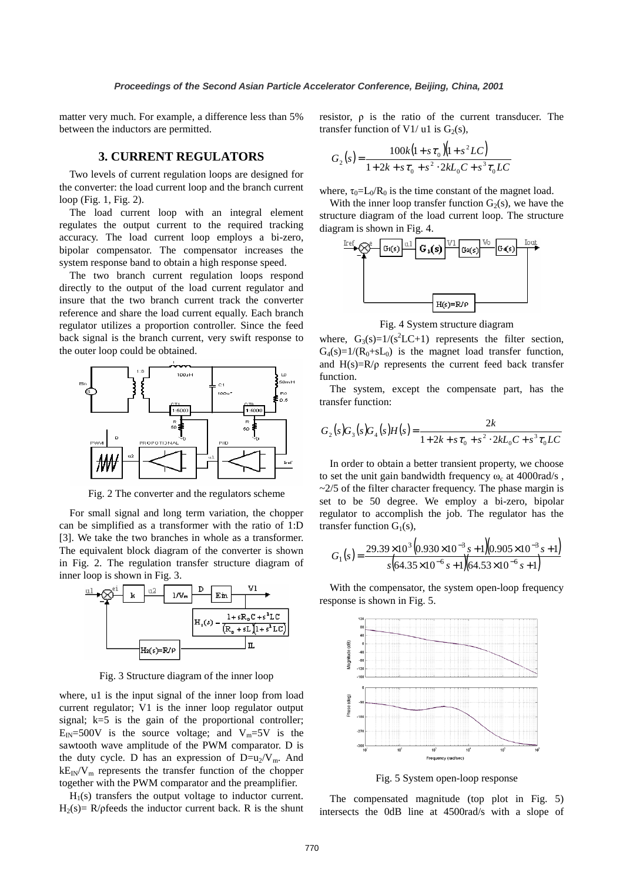matter very much. For example, a difference less than 5% between the inductors are permitted.

## 3. CURRENT REGULATORS

Two levels of current regulation loops are designed for the converter: the load current loop and the branch current loop (Fig. 1, Fig. 2).

The load current loop with an integral element regulates the output current to the required tracking accuracy. The load current loop employs a bi-zero, bipolar compensator. The compensator increases the system response band to obtain a high response speed.

The two branch current regulation loops respond directly to the output of the load current regulator and insure that the two branch current track the converter reference and share the load current equally. Each branch regulator utilizes a proportion controller. Since the feed back signal is the branch current, very swift response to the outer loop could be obtained.

Fig. 2 The converter and the regulators scheme

For small signal and long term variation, the chopper can be simplified as a transformer with the ratio of 1:D [3]. We take the two branches in whole as a transformer. The equivalent block diagram of the converter is shown in Fig. 2. The regulation transfer structure diagram of inner loop is shown in Fig. 3.

Fig. 3 Structure diagram of the inner loop

where, u1 is the input signal of the inner loop from load current regulator; V1 is the inner loop regulator output signal; k=5 is the gain of the proportional controller; $E_{IN}$=500V is the source voltage; and $V_m$=5V is the sawtooth wave amplitude of the PWM comparator. D is the duty cycle. D has an expression of $D=u_2/V_m$. And $kE_{IN}/V_m$ represents the transfer function of the chopper together with the PWM comparator and the preamplifier.

$H_1(s)$ transfers the output voltage to inductor current. $H_2(s)= R/\rho$ feeds the inductor current back. R is the shunt resistor, $\rho$ is the ratio of the current transducer. The transfer function of V1/ u1 is $G_2(s)$,

$$G_2(s) = \frac{100k(1+s\tau_0)(1+s^2LC)}{1+2k+s\tau_0+s^2\cdot 2kL_0C+s^3\tau_0 LC}$$

where, $\tau_0=L_0/R_0$ is the time constant of the magnet load.

With the inner loop transfer function $G_2(s)$, we have the structure diagram of the load current loop. The structure diagram is shown in Fig. 4.

Fig. 4 System structure diagram

where, $G_3(s)=1/(s^2LC+1)$ represents the filter section, $G_4(s)=1/(R_0+sL_0)$ is the magnet load transfer function, and $H(s)=R/\rho$ represents the current feed back transfer function.

The system, except the compensate part, has the transfer function:

$$G_2(s)G_3(s)G_4(s)H(s) = \frac{2k}{1+2k+s\tau_0+s^2\cdot 2kL_0C+s^3\tau_0 LC}$$

In order to obtain a better transient property, we choose to set the unit gain bandwidth frequency $\omega_c$ at 4000rad/s , ~2/5 of the filter character frequency. The phase margin is set to be 50 degree. We employ a bi-zero, bipolar regulator to accomplish the job. The regulator has the transfer function $G_1(s)$,

$$G_1(s) = \frac{29.39\times 10^3(0.930\times 10^{-3}s+1)(0.905\times 10^{-3}s+1)}{s(64.35\times 10^{-6}s+1)(64.53\times 10^{-6}s+1)}$$

With the compensator, the system open-loop frequency response is shown in Fig. 5.

Fig. 5 System open-loop response

The compensated magnitude (top plot in Fig. 5) intersects the 0dB line at 4500rad/s with a slope of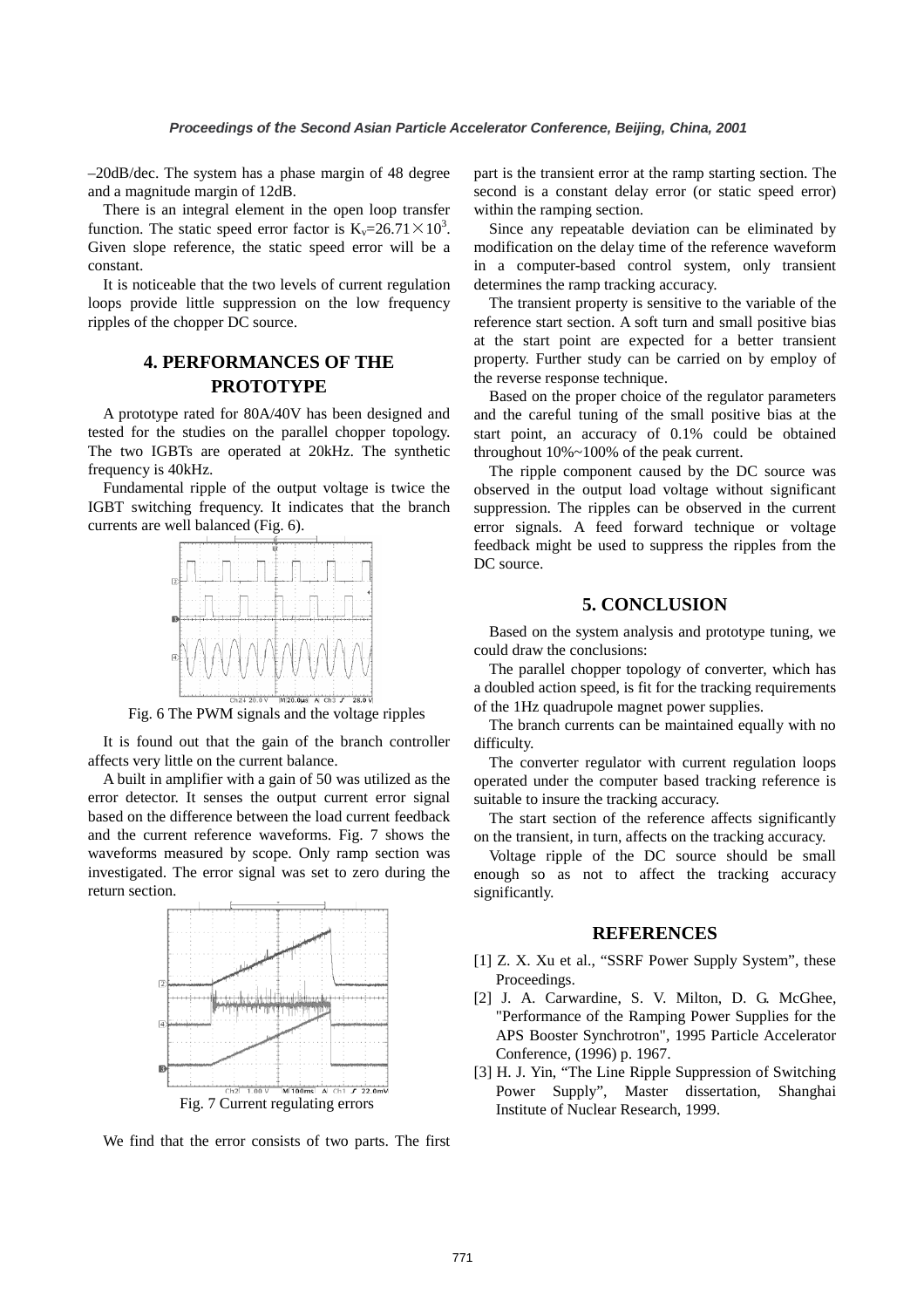–20dB/dec. The system has a phase margin of 48 degree and a magnitude margin of 12dB.

There is an integral element in the open loop transfer function. The static speed error factor is $K_v=26.71\times10^3$. Given slope reference, the static speed error will be a constant.

It is noticeable that the two levels of current regulation loops provide little suppression on the low frequency ripples of the chopper DC source.

## 4. PERFORMANCES OF THE PROTOTYPE

A prototype rated for 80A/40V has been designed and tested for the studies on the parallel chopper topology. The two IGBTs are operated at 20kHz. The synthetic frequency is 40kHz.

Fundamental ripple of the output voltage is twice the IGBT switching frequency. It indicates that the branch currents are well balanced (Fig. 6).

Ch2 20.0 V M 20.0µs A Ch3 28.0 V

Fig. 6 The PWM signals and the voltage ripples

It is found out that the gain of the branch controller affects very little on the current balance.

A built in amplifier with a gain of 50 was utilized as the error detector. It senses the output current error signal based on the difference between the load current feedback and the current reference waveforms. Fig. 7 shows the waveforms measured by scope. Only ramp section was investigated. The error signal was set to zero during the return section.

Ch2 1.00 V M 100ms A Ch1 22.0mV

Fig. 7 Current regulating errors

We find that the error consists of two parts. The first part is the transient error at the ramp starting section. The second is a constant delay error (or static speed error) within the ramping section.

Since any repeatable deviation can be eliminated by modification on the delay time of the reference waveform in a computer-based control system, only transient determines the ramp tracking accuracy.

The transient property is sensitive to the variable of the reference start section. A soft turn and small positive bias at the start point are expected for a better transient property. Further study can be carried on by employ of the reverse response technique.

Based on the proper choice of the regulator parameters and the careful tuning of the small positive bias at the start point, an accuracy of 0.1% could be obtained throughout 10%~100% of the peak current.

The ripple component caused by the DC source was observed in the output load voltage without significant suppression. The ripples can be observed in the current error signals. A feed forward technique or voltage feedback might be used to suppress the ripples from the DC source.

## 5. CONCLUSION

Based on the system analysis and prototype tuning, we could draw the conclusions:

The parallel chopper topology of converter, which has a doubled action speed, is fit for the tracking requirements of the 1Hz quadrupole magnet power supplies.

The branch currents can be maintained equally with no difficulty.

The converter regulator with current regulation loops operated under the computer based tracking reference is suitable to insure the tracking accuracy.

The start section of the reference affects significantly on the transient, in turn, affects on the tracking accuracy.

Voltage ripple of the DC source should be small enough so as not to affect the tracking accuracy significantly.

## REFERENCES

[1] Z. X. Xu et al., "SSRF Power Supply System", these Proceedings.

[2] J. A. Carwardine, S. V. Milton, D. G. McGhee, "Performance of the Ramping Power Supplies for the APS Booster Synchrotron", 1995 Particle Accelerator Conference, (1996) p. 1967.

[3] H. J. Yin, "The Line Ripple Suppression of Switching Power Supply", Master dissertation, Shanghai Institute of Nuclear Research, 1999.